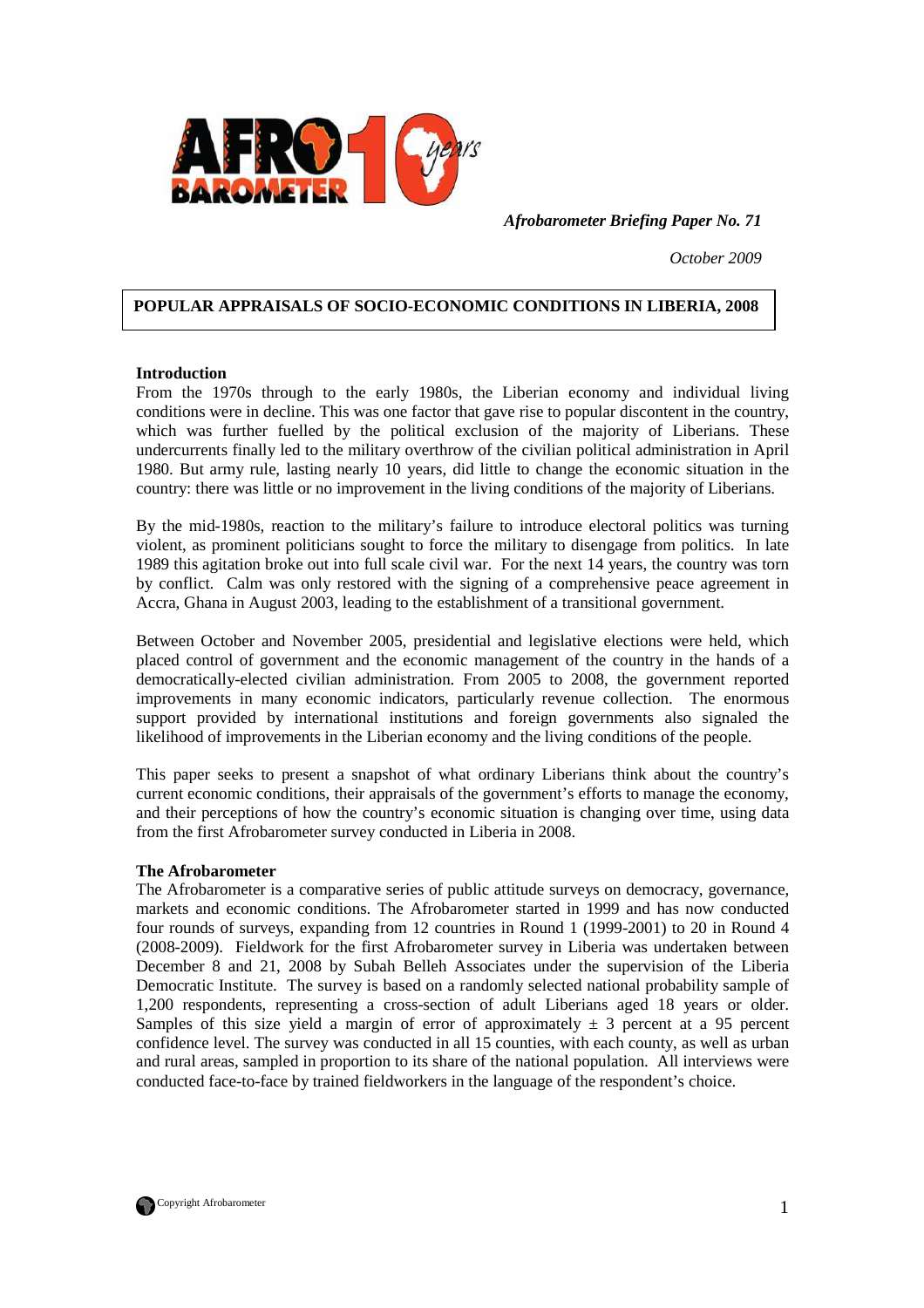*Afrobarometer Briefing Paper No. 71*

*October 2009*

# POPULAR APPRAISALS OF SOCIO-ECONOMIC CONDITIONS IN LIBERIA, 2008

## Introduction

From the 1970s through to the early 1980s, the Liberian economy and individual living conditions were in decline. This was one factor that gave rise to popular discontent in the country, which was further fuelled by the political exclusion of the majority of Liberians. These undercurrents finally led to the military overthrow of the civilian political administration in April 1980. But army rule, lasting nearly 10 years, did little to change the economic situation in the country: there was little or no improvement in the living conditions of the majority of Liberians.

By the mid-1980s, reaction to the military's failure to introduce electoral politics was turning violent, as prominent politicians sought to force the military to disengage from politics. In late 1989 this agitation broke out into full scale civil war. For the next 14 years, the country was torn by conflict. Calm was only restored with the signing of a comprehensive peace agreement in Accra, Ghana in August 2003, leading to the establishment of a transitional government.

Between October and November 2005, presidential and legislative elections were held, which placed control of government and the economic management of the country in the hands of a democratically-elected civilian administration. From 2005 to 2008, the government reported improvements in many economic indicators, particularly revenue collection. The enormous support provided by international institutions and foreign governments also signaled the likelihood of improvements in the Liberian economy and the living conditions of the people.

This paper seeks to present a snapshot of what ordinary Liberians think about the country's current economic conditions, their appraisals of the government's efforts to manage the economy, and their perceptions of how the country's economic situation is changing over time, using data from the first Afrobarometer survey conducted in Liberia in 2008.

## The Afrobarometer

The Afrobarometer is a comparative series of public attitude surveys on democracy, governance, markets and economic conditions. The Afrobarometer started in 1999 and has now conducted four rounds of surveys, expanding from 12 countries in Round 1 (1999-2001) to 20 in Round 4 (2008-2009). Fieldwork for the first Afrobarometer survey in Liberia was undertaken between December 8 and 21, 2008 by Subah Belleh Associates under the supervision of the Liberia Democratic Institute. The survey is based on a randomly selected national probability sample of 1,200 respondents, representing a cross-section of adult Liberians aged 18 years or older. Samples of this size yield a margin of error of approximately ± 3 percent at a 95 percent confidence level. The survey was conducted in all 15 counties, with each county, as well as urban and rural areas, sampled in proportion to its share of the national population. All interviews were conducted face-to-face by trained fieldworkers in the language of the respondent's choice.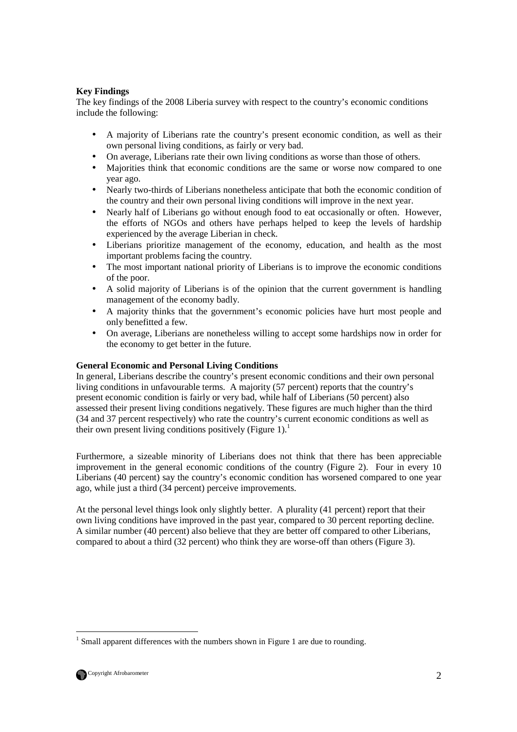**Key Findings**

The key findings of the 2008 Liberia survey with respect to the country's economic conditions include the following:

- A majority of Liberians rate the country's present economic condition, as well as their own personal living conditions, as fairly or very bad.
- On average, Liberians rate their own living conditions as worse than those of others.
- Majorities think that economic conditions are the same or worse now compared to one year ago.
- Nearly two-thirds of Liberians nonetheless anticipate that both the economic condition of the country and their own personal living conditions will improve in the next year.
- Nearly half of Liberians go without enough food to eat occasionally or often. However, the efforts of NGOs and others have perhaps helped to keep the levels of hardship experienced by the average Liberian in check.
- Liberians prioritize management of the economy, education, and health as the most important problems facing the country.
- The most important national priority of Liberians is to improve the economic conditions of the poor.
- A solid majority of Liberians is of the opinion that the current government is handling management of the economy badly.
- A majority thinks that the government's economic policies have hurt most people and only benefitted a few.
- On average, Liberians are nonetheless willing to accept some hardships now in order for the economy to get better in the future.

**General Economic and Personal Living Conditions**

In general, Liberians describe the country's present economic conditions and their own personal living conditions in unfavourable terms. A majority (57 percent) reports that the country's present economic condition is fairly or very bad, while half of Liberians (50 percent) also assessed their present living conditions negatively. These figures are much higher than the third (34 and 37 percent respectively) who rate the country's current economic conditions as well as their own present living conditions positively (Figure 1).[1]

Furthermore, a sizeable minority of Liberians does not think that there has been appreciable improvement in the general economic conditions of the country (Figure 2). Four in every 10 Liberians (40 percent) say the country's economic condition has worsened compared to one year ago, while just a third (34 percent) perceive improvements.

At the personal level things look only slightly better. A plurality (41 percent) report that their own living conditions have improved in the past year, compared to 30 percent reporting decline. A similar number (40 percent) also believe that they are better off compared to other Liberians, compared to about a third (32 percent) who think they are worse-off than others (Figure 3).

---

[1] Small apparent differences with the numbers shown in Figure 1 are due to rounding.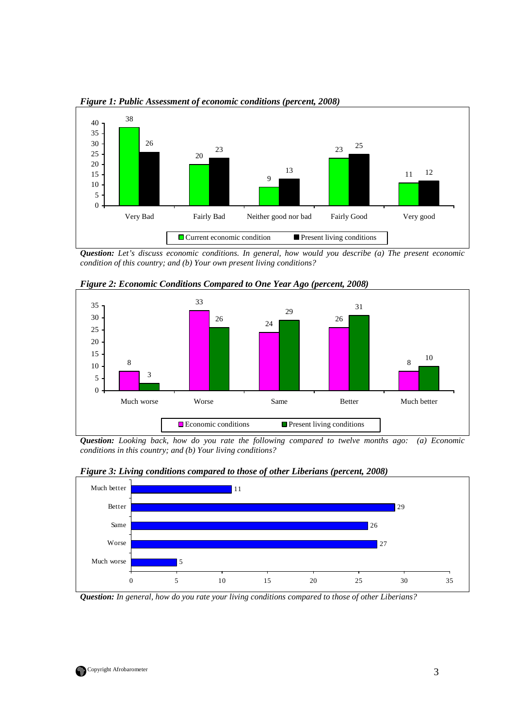***Figure 1: Public Assessment of economic conditions (percent, 2008)***

| | Very Bad | Fairly Bad | Neither good nor bad | Fairly Good | Very good |
|---|---|---|---|---|---|
| Current economic condition | 38 | 20 | 9 | 23 | 11 |
| Present living conditions | 26 | 23 | 13 | 25 | 12 |

***Question:*** *Let's discuss economic conditions. In general, how would you describe (a) The present economic condition of this country; and (b) Your own present living conditions?*

***Figure 2: Economic Conditions Compared to One Year Ago (percent, 2008)***

| | Much worse | Worse | Same | Better | Much better |
|---|---|---|---|---|---|
| Economic conditions | 8 | 33 | 24 | 26 | 8 |
| Present living conditions | 3 | 26 | 29 | 31 | 10 |

***Question:*** *Looking back, how do you rate the following compared to twelve months ago: (a) Economic conditions in this country; and (b) Your living conditions?*

***Figure 3: Living conditions compared to those of other Liberians (percent, 2008)***

| | Percent |
|---|---|
| Much better | 11 |
| Better | 29 |
| Same | 26 |
| Worse | 27 |
| Much worse | 5 |

***Question:*** *In general, how do you rate your living conditions compared to those of other Liberians?*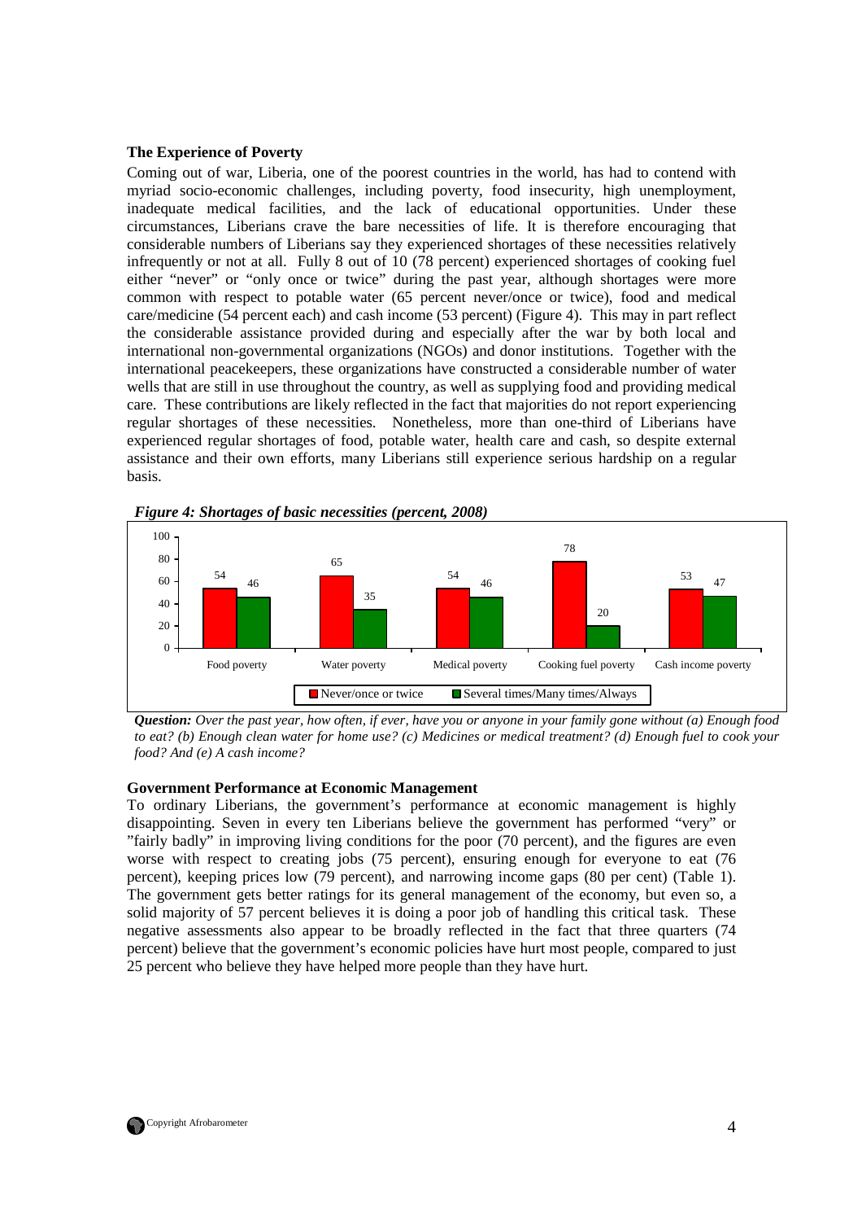### The Experience of Poverty

Coming out of war, Liberia, one of the poorest countries in the world, has had to contend with myriad socio-economic challenges, including poverty, food insecurity, high unemployment, inadequate medical facilities, and the lack of educational opportunities. Under these circumstances, Liberians crave the bare necessities of life. It is therefore encouraging that considerable numbers of Liberians say they experienced shortages of these necessities relatively infrequently or not at all. Fully 8 out of 10 (78 percent) experienced shortages of cooking fuel either "never" or "only once or twice" during the past year, although shortages were more common with respect to potable water (65 percent never/once or twice), food and medical care/medicine (54 percent each) and cash income (53 percent) (Figure 4). This may in part reflect the considerable assistance provided during and especially after the war by both local and international non-governmental organizations (NGOs) and donor institutions. Together with the international peacekeepers, these organizations have constructed a considerable number of water wells that are still in use throughout the country, as well as supplying food and providing medical care. These contributions are likely reflected in the fact that majorities do not report experiencing regular shortages of these necessities. Nonetheless, more than one-third of Liberians have experienced regular shortages of food, potable water, health care and cash, so despite external assistance and their own efforts, many Liberians still experience serious hardship on a regular basis.

***Figure 4: Shortages of basic necessities (percent, 2008)***

| | Food poverty | Water poverty | Medical poverty | Cooking fuel poverty | Cash income poverty |
|---|---|---|---|---|---|
| Never/once or twice | 54 | 65 | 54 | 78 | 53 |
| Several times/Many times/Always | 46 | 35 | 46 | 20 | 47 |

***Question:*** *Over the past year, how often, if ever, have you or anyone in your family gone without (a) Enough food to eat? (b) Enough clean water for home use? (c) Medicines or medical treatment? (d) Enough fuel to cook your food? And (e) A cash income?*

### Government Performance at Economic Management

To ordinary Liberians, the government's performance at economic management is highly disappointing. Seven in every ten Liberians believe the government has performed "very" or "fairly badly" in improving living conditions for the poor (70 percent), and the figures are even worse with respect to creating jobs (75 percent), ensuring enough for everyone to eat (76 percent), keeping prices low (79 percent), and narrowing income gaps (80 per cent) (Table 1). The government gets better ratings for its general management of the economy, but even so, a solid majority of 57 percent believes it is doing a poor job of handling this critical task. These negative assessments also appear to be broadly reflected in the fact that three quarters (74 percent) believe that the government's economic policies have hurt most people, compared to just 25 percent who believe they have helped more people than they have hurt.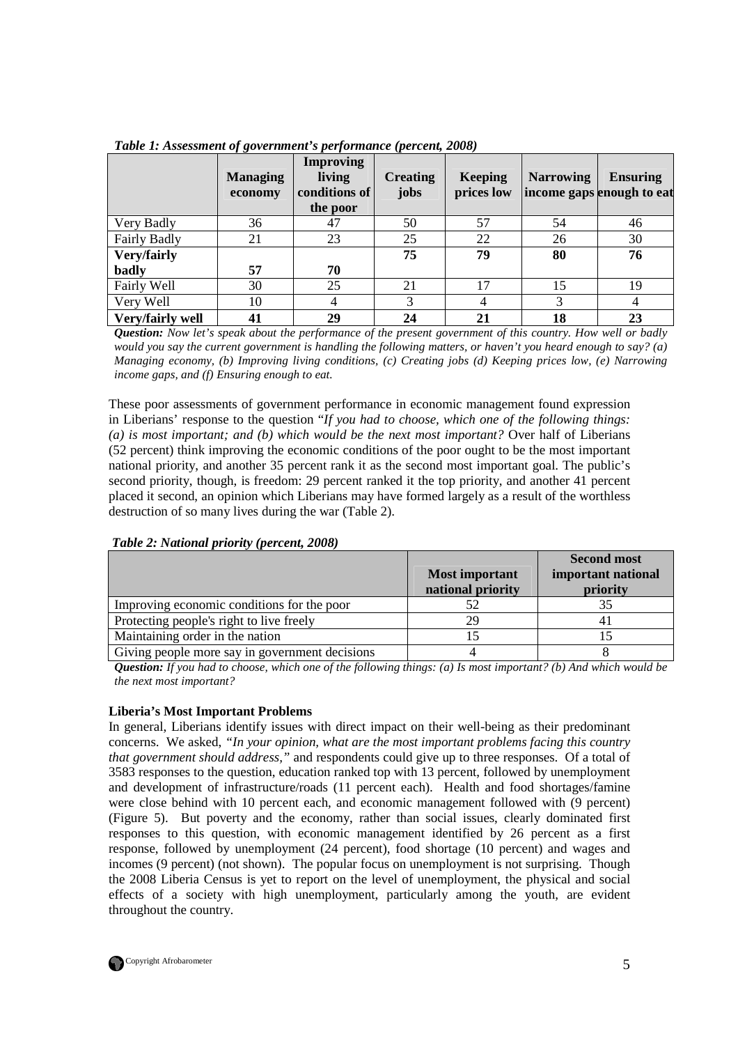*Table 1: Assessment of government's performance (percent, 2008)*

| | **Managing economy** | **Improving living conditions of the poor** | **Creating jobs** | **Keeping prices low** | **Narrowing income gaps** | **Ensuring enough to eat** |
|---|---|---|---|---|---|---|
| Very Badly | 36 | 47 | 50 | 57 | 54 | 46 |
| Fairly Badly | 21 | 23 | 25 | 22 | 26 | 30 |
| **Very/fairly badly** | **57** | **70** | **75** | **79** | **80** | **76** |
| Fairly Well | 30 | 25 | 21 | 17 | 15 | 19 |
| Very Well | 10 | 4 | 3 | 4 | 3 | 4 |
| **Very/fairly well** | **41** | **29** | **24** | **21** | **18** | **23** |

***Question:*** *Now let's speak about the performance of the present government of this country. How well or badly would you say the current government is handling the following matters, or haven't you heard enough to say? (a) Managing economy, (b) Improving living conditions, (c) Creating jobs (d) Keeping prices low, (e) Narrowing income gaps, and (f) Ensuring enough to eat.*

These poor assessments of government performance in economic management found expression in Liberians' response to the question "*If you had to choose, which one of the following things: (a) is most important; and (b) which would be the next most important?* Over half of Liberians (52 percent) think improving the economic conditions of the poor ought to be the most important national priority, and another 35 percent rank it as the second most important goal. The public's second priority, though, is freedom: 29 percent ranked it the top priority, and another 41 percent placed it second, an opinion which Liberians may have formed largely as a result of the worthless destruction of so many lives during the war (Table 2).

*Table 2: National priority (percent, 2008)*

| | **Most important national priority** | **Second most important national priority** |
|---|---|---|
| Improving economic conditions for the poor | 52 | 35 |
| Protecting people's right to live freely | 29 | 41 |
| Maintaining order in the nation | 15 | 15 |
| Giving people more say in government decisions | 4 | 8 |

***Question:*** *If you had to choose, which one of the following things: (a) Is most important? (b) And which would be the next most important?*

**Liberia's Most Important Problems**

In general, Liberians identify issues with direct impact on their well-being as their predominant concerns. We asked, *"In your opinion, what are the most important problems facing this country that government should address,"* and respondents could give up to three responses. Of a total of 3583 responses to the question, education ranked top with 13 percent, followed by unemployment and development of infrastructure/roads (11 percent each). Health and food shortages/famine were close behind with 10 percent each, and economic management followed with (9 percent) (Figure 5). But poverty and the economy, rather than social issues, clearly dominated first responses to this question, with economic management identified by 26 percent as a first response, followed by unemployment (24 percent), food shortage (10 percent) and wages and incomes (9 percent) (not shown). The popular focus on unemployment is not surprising. Though the 2008 Liberia Census is yet to report on the level of unemployment, the physical and social effects of a society with high unemployment, particularly among the youth, are evident throughout the country.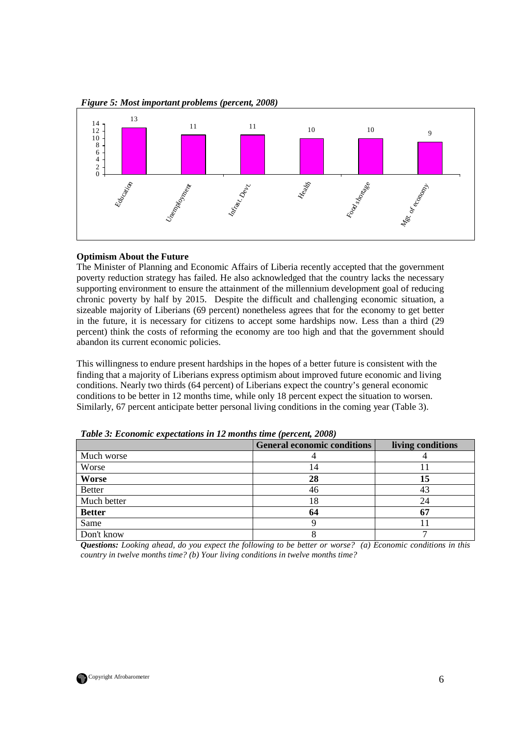*Figure 5: Most important problems (percent, 2008)*

| Problem | Percent |
|---|---|
| Education | 13 |
| Unemployment | 11 |
| Infrast. Devt. | 11 |
| Health | 10 |
| Food shortage | 10 |
| Mgt. of economy | 9 |

**Optimism About the Future**

The Minister of Planning and Economic Affairs of Liberia recently accepted that the government poverty reduction strategy has failed. He also acknowledged that the country lacks the necessary supporting environment to ensure the attainment of the millennium development goal of reducing chronic poverty by half by 2015. Despite the difficult and challenging economic situation, a sizeable majority of Liberians (69 percent) nonetheless agrees that for the economy to get better in the future, it is necessary for citizens to accept some hardships now. Less than a third (29 percent) think the costs of reforming the economy are too high and that the government should abandon its current economic policies.

This willingness to endure present hardships in the hopes of a better future is consistent with the finding that a majority of Liberians express optimism about improved future economic and living conditions. Nearly two thirds (64 percent) of Liberians expect the country's general economic conditions to be better in 12 months time, while only 18 percent expect the situation to worsen. Similarly, 67 percent anticipate better personal living conditions in the coming year (Table 3).

*Table 3: Economic expectations in 12 months time (percent, 2008)*

| | **General economic conditions** | **living conditions** |
|---|---|---|
| Much worse | 4 | 4 |
| Worse | 14 | 11 |
| **Worse** | **28** | **15** |
| Better | 46 | 43 |
| Much better | 18 | 24 |
| **Better** | **64** | **67** |
| Same | 9 | 11 |
| Don't know | 8 | 7 |

***Questions:*** *Looking ahead, do you expect the following to be better or worse? (a) Economic conditions in this country in twelve months time? (b) Your living conditions in twelve months time?*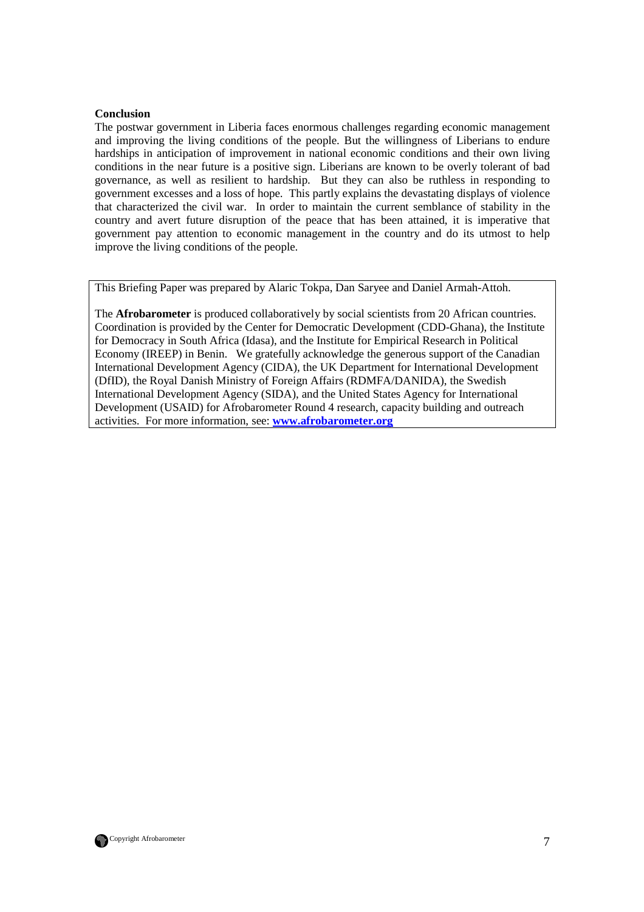## Conclusion

The postwar government in Liberia faces enormous challenges regarding economic management and improving the living conditions of the people. But the willingness of Liberians to endure hardships in anticipation of improvement in national economic conditions and their own living conditions in the near future is a positive sign. Liberians are known to be overly tolerant of bad governance, as well as resilient to hardship. But they can also be ruthless in responding to government excesses and a loss of hope. This partly explains the devastating displays of violence that characterized the civil war. In order to maintain the current semblance of stability in the country and avert future disruption of the peace that has been attained, it is imperative that government pay attention to economic management in the country and do its utmost to help improve the living conditions of the people.

---

This Briefing Paper was prepared by Alaric Tokpa, Dan Saryee and Daniel Armah-Attoh.

The **Afrobarometer** is produced collaboratively by social scientists from 20 African countries. Coordination is provided by the Center for Democratic Development (CDD-Ghana), the Institute for Democracy in South Africa (Idasa), and the Institute for Empirical Research in Political Economy (IREEP) in Benin. We gratefully acknowledge the generous support of the Canadian International Development Agency (CIDA), the UK Department for International Development (DfID), the Royal Danish Ministry of Foreign Affairs (RDMFA/DANIDA), the Swedish International Development Agency (SIDA), and the United States Agency for International Development (USAID) for Afrobarometer Round 4 research, capacity building and outreach activities. For more information, see: **www.afrobarometer.org**

---